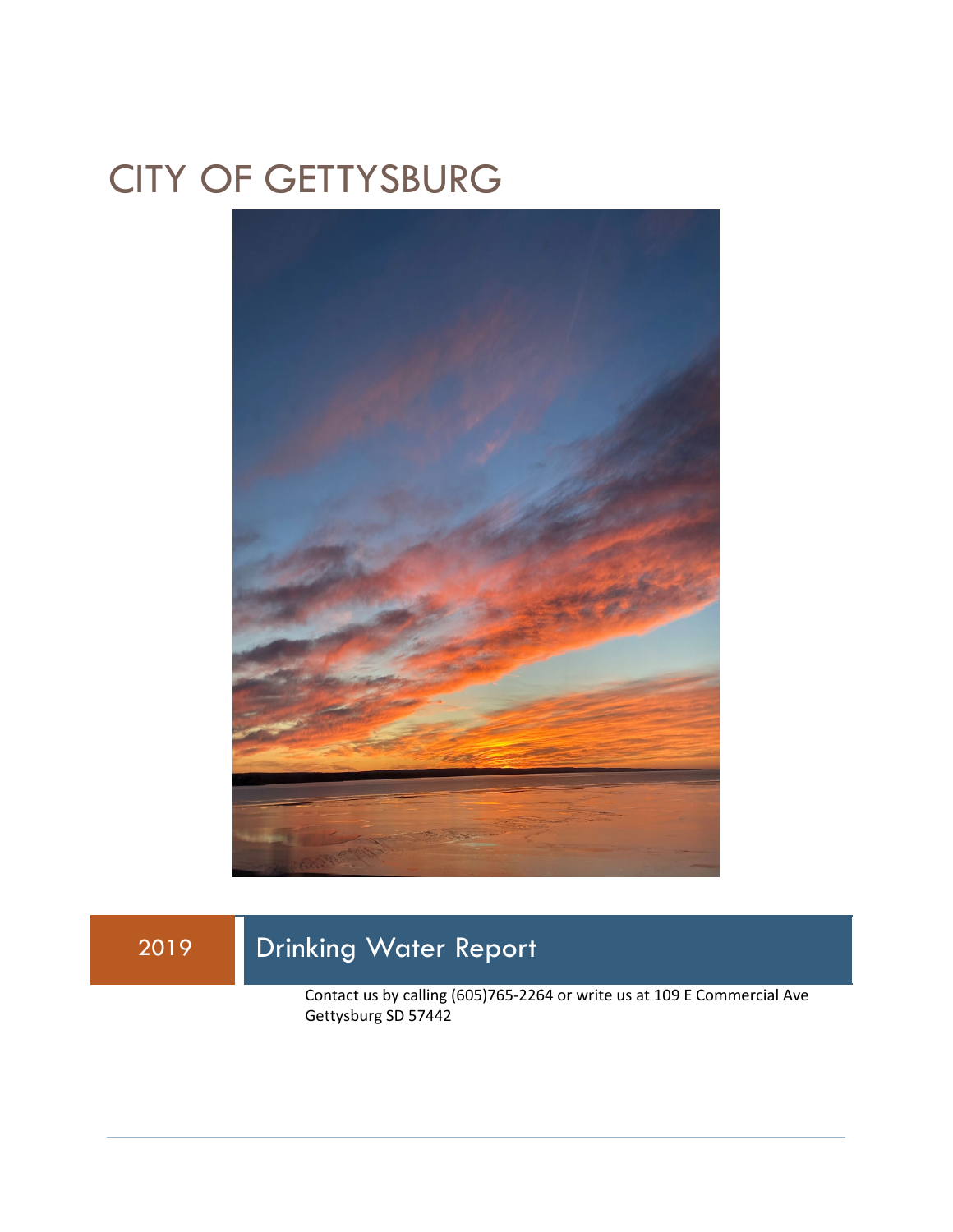# CITY OF GETTYSBURG

## 2019 Drinking Water Report

Contact us by calling (605)765-2264 or write us at 109 E Commercial Ave Gettysburg SD 57442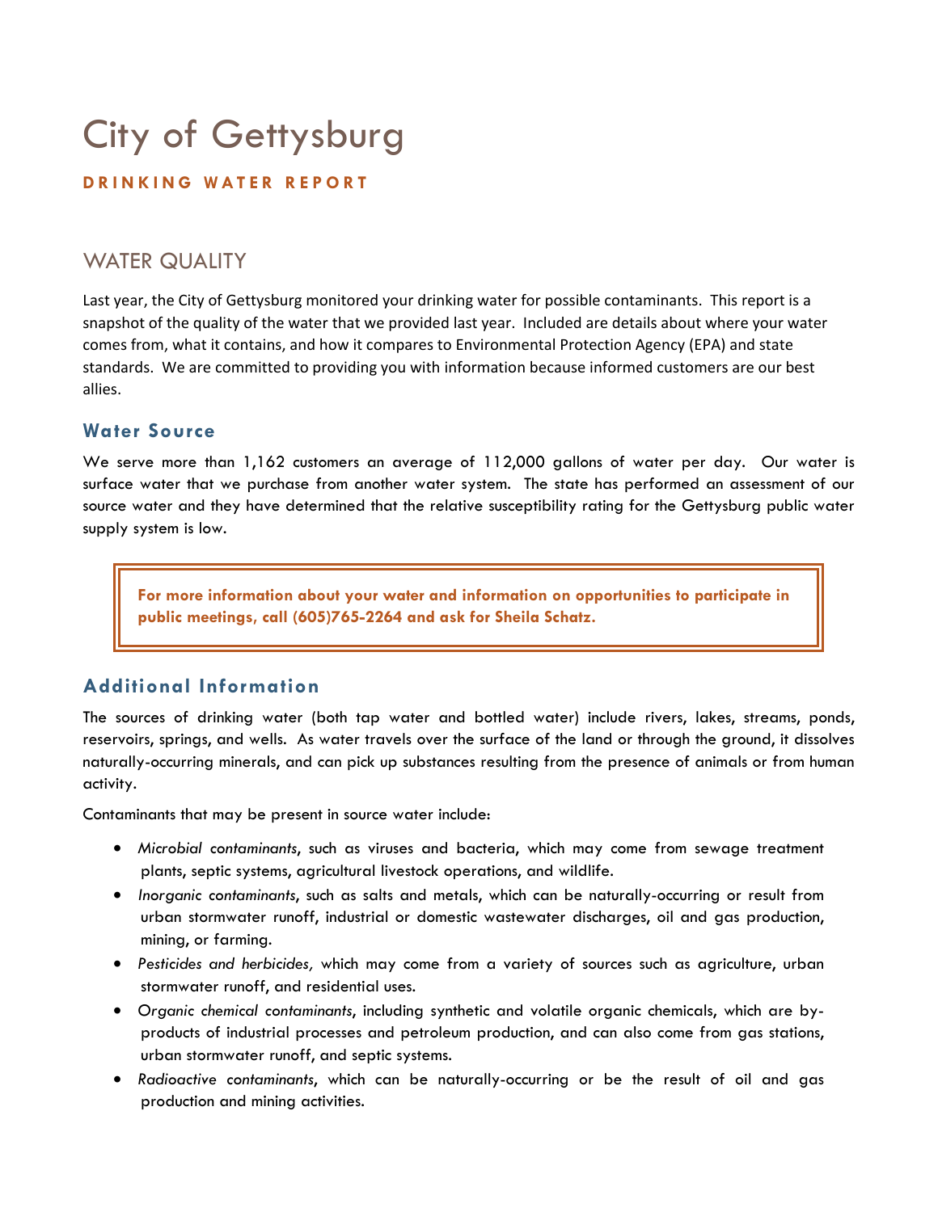# City of Gettysburg

**DRINKING WATER REPORT**

## WATER QUALITY

Last year, the City of Gettysburg monitored your drinking water for possible contaminants. This report is a snapshot of the quality of the water that we provided last year. Included are details about where your water comes from, what it contains, and how it compares to Environmental Protection Agency (EPA) and state standards. We are committed to providing you with information because informed customers are our best allies.

### Water Source

We serve more than 1,162 customers an average of 112,000 gallons of water per day. Our water is surface water that we purchase from another water system. The state has performed an assessment of our source water and they have determined that the relative susceptibility rating for the Gettysburg public water supply system is low.

**For more information about your water and information on opportunities to participate in public meetings, call (605)765-2264 and ask for Sheila Schatz.**

### Additional Information

The sources of drinking water (both tap water and bottled water) include rivers, lakes, streams, ponds, reservoirs, springs, and wells. As water travels over the surface of the land or through the ground, it dissolves naturally-occurring minerals, and can pick up substances resulting from the presence of animals or from human activity.

Contaminants that may be present in source water include:

- *Microbial contaminants*, such as viruses and bacteria, which may come from sewage treatment plants, septic systems, agricultural livestock operations, and wildlife.
- *Inorganic contaminants*, such as salts and metals, which can be naturally-occurring or result from urban stormwater runoff, industrial or domestic wastewater discharges, oil and gas production, mining, or farming.
- *Pesticides and herbicides,* which may come from a variety of sources such as agriculture, urban stormwater runoff, and residential uses.
- *Organic chemical contaminants*, including synthetic and volatile organic chemicals, which are by-products of industrial processes and petroleum production, and can also come from gas stations, urban stormwater runoff, and septic systems.
- *Radioactive contaminants*, which can be naturally-occurring or be the result of oil and gas production and mining activities.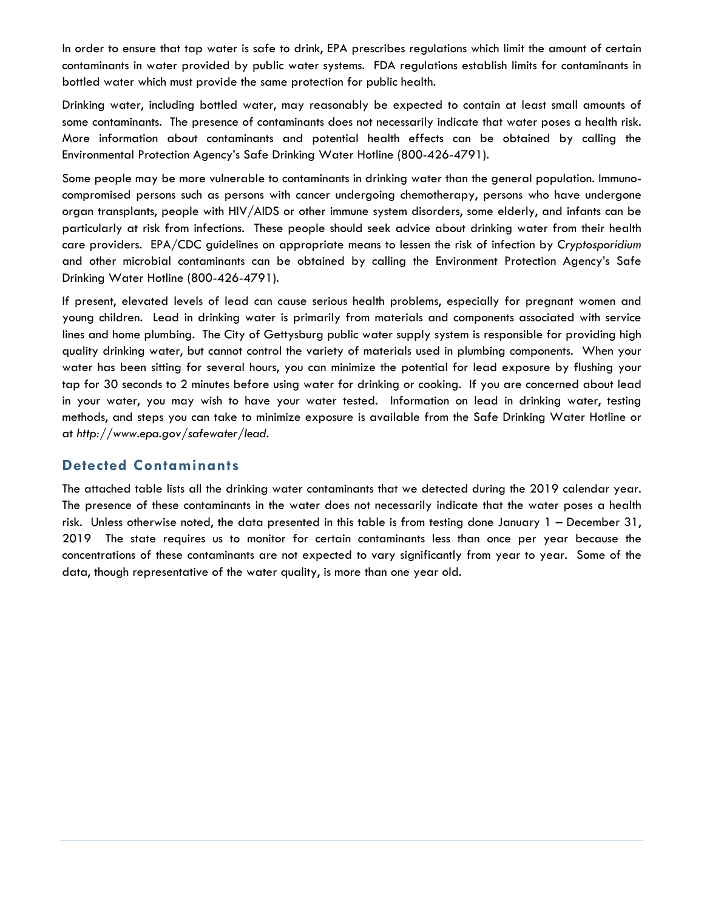In order to ensure that tap water is safe to drink, EPA prescribes regulations which limit the amount of certain contaminants in water provided by public water systems. FDA regulations establish limits for contaminants in bottled water which must provide the same protection for public health.

Drinking water, including bottled water, may reasonably be expected to contain at least small amounts of some contaminants. The presence of contaminants does not necessarily indicate that water poses a health risk. More information about contaminants and potential health effects can be obtained by calling the Environmental Protection Agency's Safe Drinking Water Hotline (800-426-4791).

Some people may be more vulnerable to contaminants in drinking water than the general population. Immuno-compromised persons such as persons with cancer undergoing chemotherapy, persons who have undergone organ transplants, people with HIV/AIDS or other immune system disorders, some elderly, and infants can be particularly at risk from infections. These people should seek advice about drinking water from their health care providers. EPA/CDC guidelines on appropriate means to lessen the risk of infection by *Cryptosporidium* and other microbial contaminants can be obtained by calling the Environment Protection Agency's Safe Drinking Water Hotline (800-426-4791).

If present, elevated levels of lead can cause serious health problems, especially for pregnant women and young children. Lead in drinking water is primarily from materials and components associated with service lines and home plumbing. The City of Gettysburg public water supply system is responsible for providing high quality drinking water, but cannot control the variety of materials used in plumbing components. When your water has been sitting for several hours, you can minimize the potential for lead exposure by flushing your tap for 30 seconds to 2 minutes before using water for drinking or cooking. If you are concerned about lead in your water, you may wish to have your water tested. Information on lead in drinking water, testing methods, and steps you can take to minimize exposure is available from the Safe Drinking Water Hotline or at *http://www.epa.gov/safewater/lead*.

## Detected Contaminants

The attached table lists all the drinking water contaminants that we detected during the 2019 calendar year. The presence of these contaminants in the water does not necessarily indicate that the water poses a health risk. Unless otherwise noted, the data presented in this table is from testing done January 1 – December 31, 2019 The state requires us to monitor for certain contaminants less than once per year because the concentrations of these contaminants are not expected to vary significantly from year to year. Some of the data, though representative of the water quality, is more than one year old.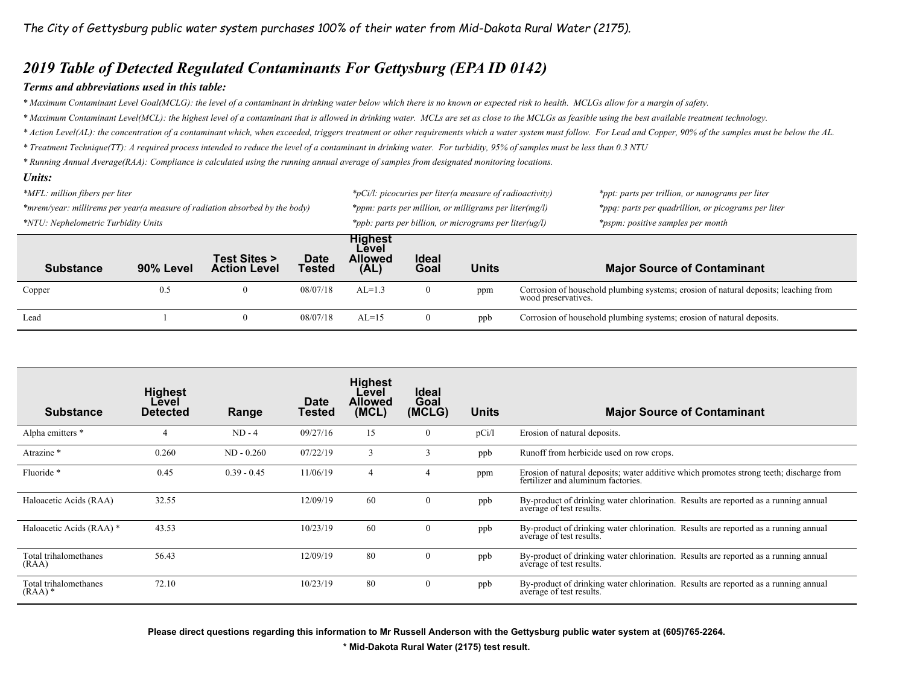*The City of Gettysburg public water system purchases 100% of their water from Mid-Dakota Rural Water (2175).*

## *2019 Table of Detected Regulated Contaminants For Gettysburg (EPA ID 0142)*

### *Terms and abbreviations used in this table:*

*\* Maximum Contaminant Level Goal(MCLG): the level of a contaminant in drinking water below which there is no known or expected risk to health. MCLGs allow for a margin of safety.*

*\* Maximum Contaminant Level(MCL): the highest level of a contaminant that is allowed in drinking water. MCLs are set as close to the MCLGs as feasible using the best available treatment technology.*

*\* Action Level(AL): the concentration of a contaminant which, when exceeded, triggers treatment or other requirements which a water system must follow. For Lead and Copper, 90% of the samples must be below the AL.*

*\* Treatment Technique(TT): A required process intended to reduce the level of a contaminant in drinking water. For turbidity, 95% of samples must be less than 0.3 NTU*

*\* Running Annual Average(RAA): Compliance is calculated using the running annual average of samples from designated monitoring locations.*

### *Units:*

*\*MFL: million fibers per liter*

*\*mrem/year: millirems per year(a measure of radiation absorbed by the body)*

*\*NTU: Nephelometric Turbidity Units*

*\*pCi/l: picocuries per liter(a measure of radioactivity)*

*\*ppm: parts per million, or milligrams per liter(mg/l)*

*\*ppb: parts per billion, or micrograms per liter(ug/l)*

*\*ppt: parts per trillion, or nanograms per liter*

*\*ppq: parts per quadrillion, or picograms per liter*

*\*pspm: positive samples per month*

| Substance | 90% Level | Test Sites > Action Level | Date Tested | Highest Level Allowed (AL) | Ideal Goal | Units | Major Source of Contaminant |
|---|---|---|---|---|---|---|---|
| Copper | 0.5 | 0 | 08/07/18 | AL=1.3 | 0 | ppm | Corrosion of household plumbing systems; erosion of natural deposits; leaching from wood preservatives. |
| Lead | 1 | 0 | 08/07/18 | AL=15 | 0 | ppb | Corrosion of household plumbing systems; erosion of natural deposits. |

| Substance | Highest Level Detected | Range | Date Tested | Highest Level Allowed (MCL) | Ideal Goal (MCLG) | Units | Major Source of Contaminant |
|---|---|---|---|---|---|---|---|
| Alpha emitters * | 4 | ND - 4 | 09/27/16 | 15 | 0 | pCi/l | Erosion of natural deposits. |
| Atrazine * | 0.260 | ND - 0.260 | 07/22/19 | 3 | 3 | ppb | Runoff from herbicide used on row crops. |
| Fluoride * | 0.45 | 0.39 - 0.45 | 11/06/19 | 4 | 4 | ppm | Erosion of natural deposits; water additive which promotes strong teeth; discharge from fertilizer and aluminum factories. |
| Haloacetic Acids (RAA) | 32.55 | | 12/09/19 | 60 | 0 | ppb | By-product of drinking water chlorination. Results are reported as a running annual average of test results. |
| Haloacetic Acids (RAA) * | 43.53 | | 10/23/19 | 60 | 0 | ppb | By-product of drinking water chlorination. Results are reported as a running annual average of test results. |
| Total trihalomethanes (RAA) | 56.43 | | 12/09/19 | 80 | 0 | ppb | By-product of drinking water chlorination. Results are reported as a running annual average of test results. |
| Total trihalomethanes (RAA) * | 72.10 | | 10/23/19 | 80 | 0 | ppb | By-product of drinking water chlorination. Results are reported as a running annual average of test results. |

**Please direct questions regarding this information to Mr Russell Anderson with the Gettysburg public water system at (605)765-2264.**

**\* Mid-Dakota Rural Water (2175) test result.**